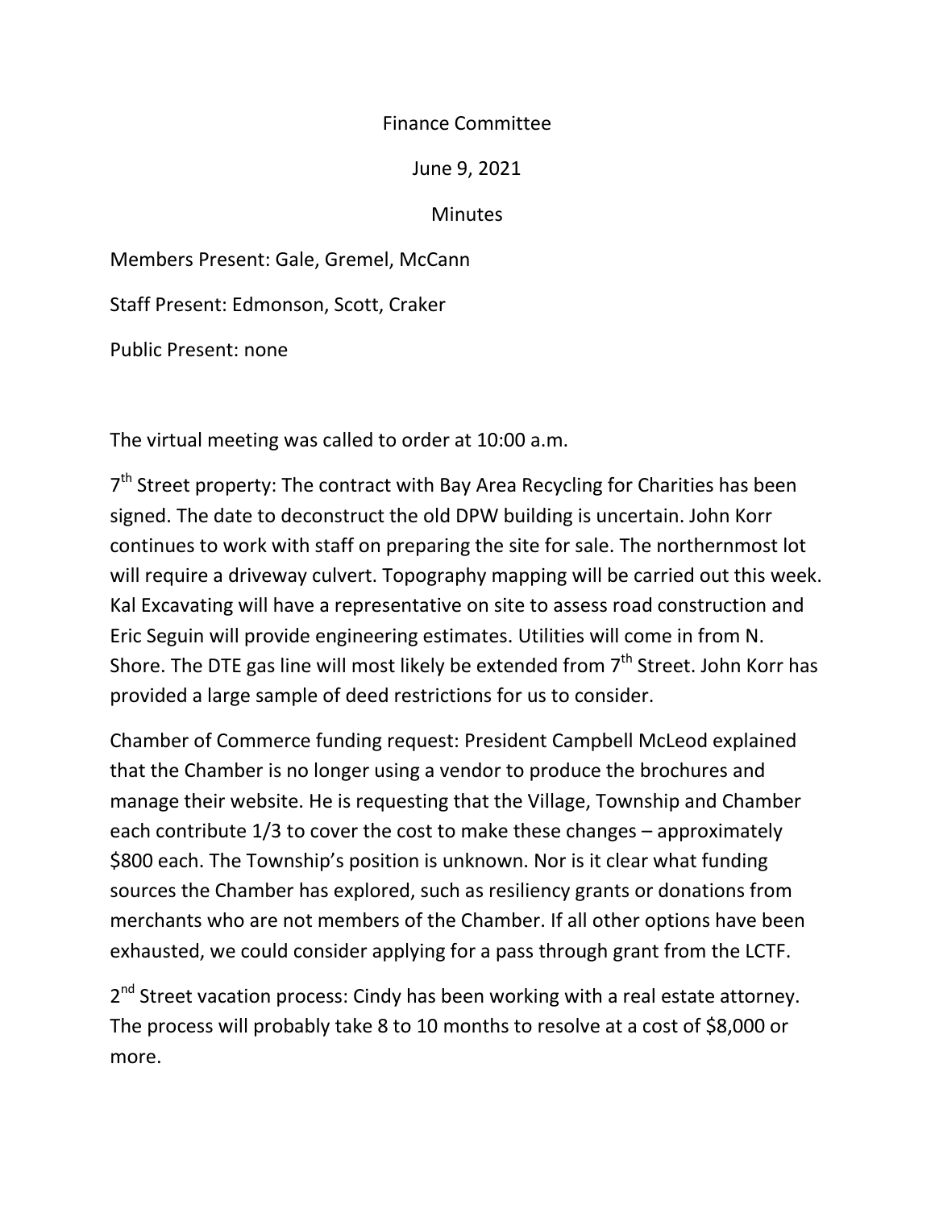Finance Committee

June 9, 2021

Minutes

Members Present: Gale, Gremel, McCann

Staff Present: Edmonson, Scott, Craker

Public Present: none

The virtual meeting was called to order at 10:00 a.m.

7th Street property: The contract with Bay Area Recycling for Charities has been signed. The date to deconstruct the old DPW building is uncertain. John Korr continues to work with staff on preparing the site for sale. The northernmost lot will require a driveway culvert. Topography mapping will be carried out this week. Kal Excavating will have a representative on site to assess road construction and Eric Seguin will provide engineering estimates. Utilities will come in from N. Shore. The DTE gas line will most likely be extended from 7th Street. John Korr has provided a large sample of deed restrictions for us to consider.

Chamber of Commerce funding request: President Campbell McLeod explained that the Chamber is no longer using a vendor to produce the brochures and manage their website. He is requesting that the Village, Township and Chamber each contribute 1/3 to cover the cost to make these changes – approximately $800 each. The Township's position is unknown. Nor is it clear what funding sources the Chamber has explored, such as resiliency grants or donations from merchants who are not members of the Chamber. If all other options have been exhausted, we could consider applying for a pass through grant from the LCTF.

2nd Street vacation process: Cindy has been working with a real estate attorney. The process will probably take 8 to 10 months to resolve at a cost of $8,000 or more.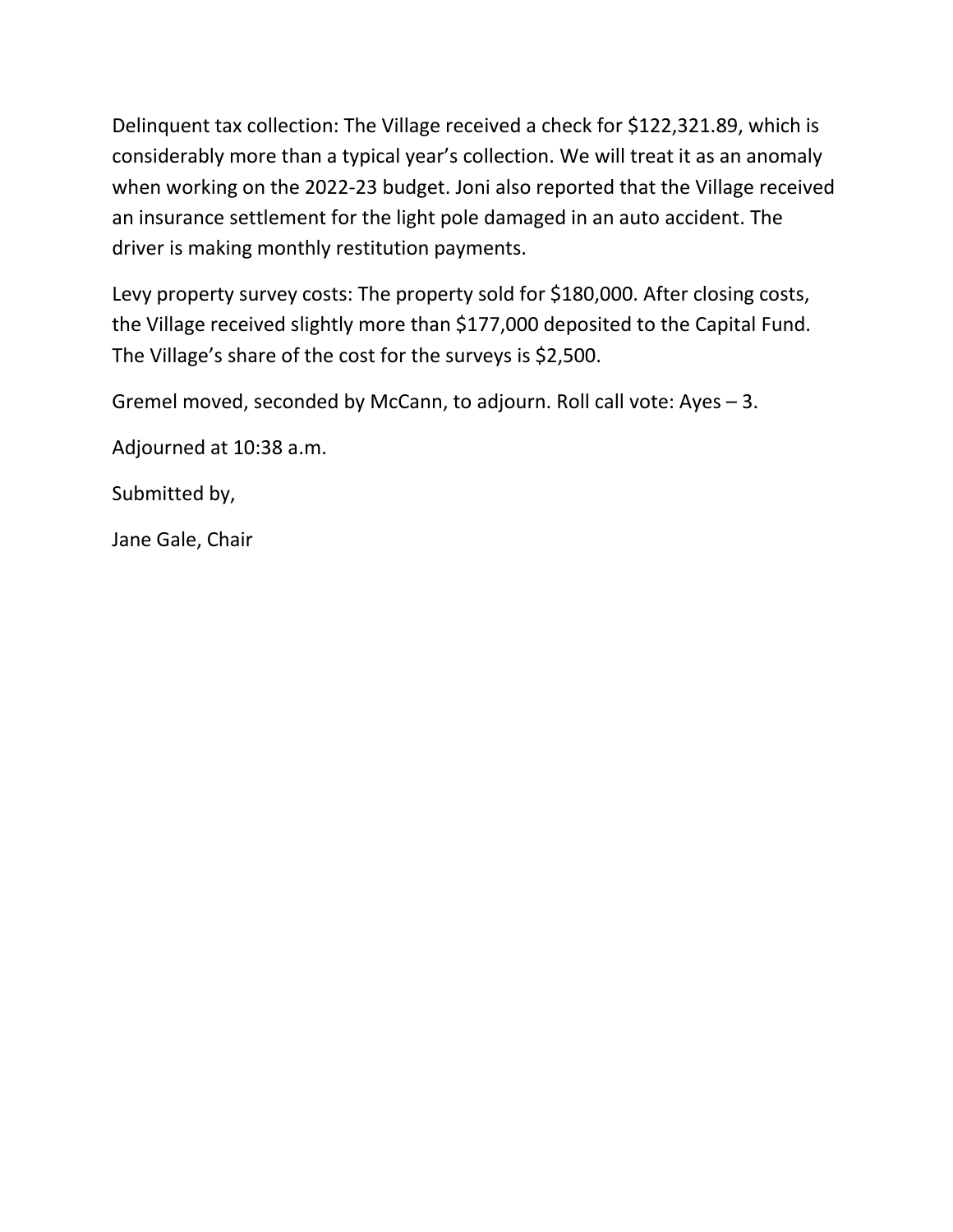Delinquent tax collection: The Village received a check for $122,321.89, which is considerably more than a typical year's collection. We will treat it as an anomaly when working on the 2022-23 budget. Joni also reported that the Village received an insurance settlement for the light pole damaged in an auto accident. The driver is making monthly restitution payments.

Levy property survey costs: The property sold for $180,000. After closing costs, the Village received slightly more than $177,000 deposited to the Capital Fund. The Village's share of the cost for the surveys is $2,500.

Gremel moved, seconded by McCann, to adjourn. Roll call vote: Ayes – 3.

Adjourned at 10:38 a.m.

Submitted by,

Jane Gale, Chair